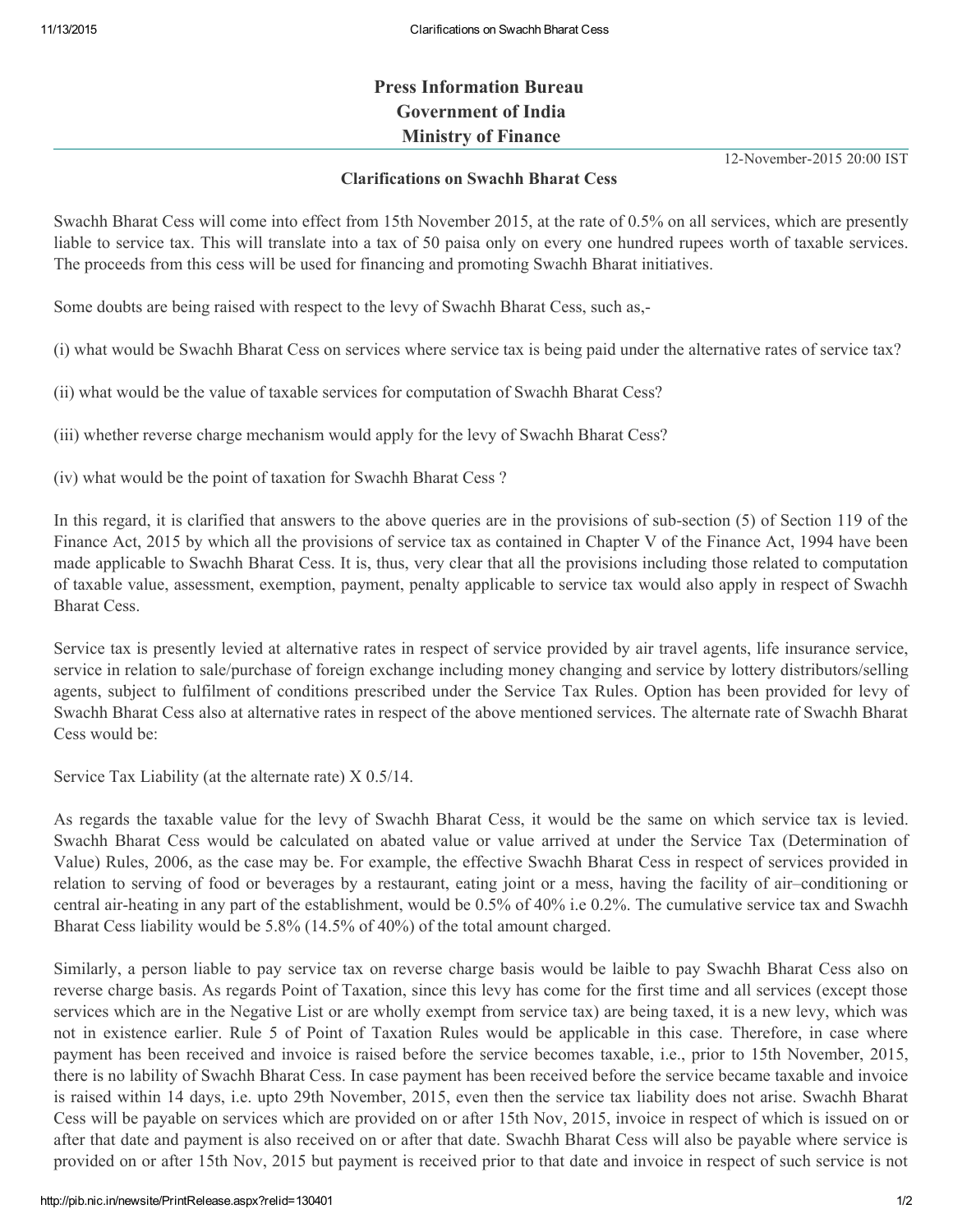# Press Information Bureau
# Government of India
# Ministry of Finance

12-November-2015 20:00 IST

## Clarifications on Swachh Bharat Cess

Swachh Bharat Cess will come into effect from 15th November 2015, at the rate of 0.5% on all services, which are presently liable to service tax. This will translate into a tax of 50 paisa only on every one hundred rupees worth of taxable services. The proceeds from this cess will be used for financing and promoting Swachh Bharat initiatives.

Some doubts are being raised with respect to the levy of Swachh Bharat Cess, such as,-

(i) what would be Swachh Bharat Cess on services where service tax is being paid under the alternative rates of service tax?

(ii) what would be the value of taxable services for computation of Swachh Bharat Cess?

(iii) whether reverse charge mechanism would apply for the levy of Swachh Bharat Cess?

(iv) what would be the point of taxation for Swachh Bharat Cess ?

In this regard, it is clarified that answers to the above queries are in the provisions of sub-section (5) of Section 119 of the Finance Act, 2015 by which all the provisions of service tax as contained in Chapter V of the Finance Act, 1994 have been made applicable to Swachh Bharat Cess. It is, thus, very clear that all the provisions including those related to computation of taxable value, assessment, exemption, payment, penalty applicable to service tax would also apply in respect of Swachh Bharat Cess.

Service tax is presently levied at alternative rates in respect of service provided by air travel agents, life insurance service, service in relation to sale/purchase of foreign exchange including money changing and service by lottery distributors/selling agents, subject to fulfilment of conditions prescribed under the Service Tax Rules. Option has been provided for levy of Swachh Bharat Cess also at alternative rates in respect of the above mentioned services. The alternate rate of Swachh Bharat Cess would be:

Service Tax Liability (at the alternate rate) X 0.5/14.

As regards the taxable value for the levy of Swachh Bharat Cess, it would be the same on which service tax is levied. Swachh Bharat Cess would be calculated on abated value or value arrived at under the Service Tax (Determination of Value) Rules, 2006, as the case may be. For example, the effective Swachh Bharat Cess in respect of services provided in relation to serving of food or beverages by a restaurant, eating joint or a mess, having the facility of air–conditioning or central air-heating in any part of the establishment, would be 0.5% of 40% i.e 0.2%. The cumulative service tax and Swachh Bharat Cess liability would be 5.8% (14.5% of 40%) of the total amount charged.

Similarly, a person liable to pay service tax on reverse charge basis would be laible to pay Swachh Bharat Cess also on reverse charge basis. As regards Point of Taxation, since this levy has come for the first time and all services (except those services which are in the Negative List or are wholly exempt from service tax) are being taxed, it is a new levy, which was not in existence earlier. Rule 5 of Point of Taxation Rules would be applicable in this case. Therefore, in case where payment has been received and invoice is raised before the service becomes taxable, i.e., prior to 15th November, 2015, there is no lability of Swachh Bharat Cess. In case payment has been received before the service became taxable and invoice is raised within 14 days, i.e. upto 29th November, 2015, even then the service tax liability does not arise. Swachh Bharat Cess will be payable on services which are provided on or after 15th Nov, 2015, invoice in respect of which is issued on or after that date and payment is also received on or after that date. Swachh Bharat Cess will also be payable where service is provided on or after 15th Nov, 2015 but payment is received prior to that date and invoice in respect of such service is not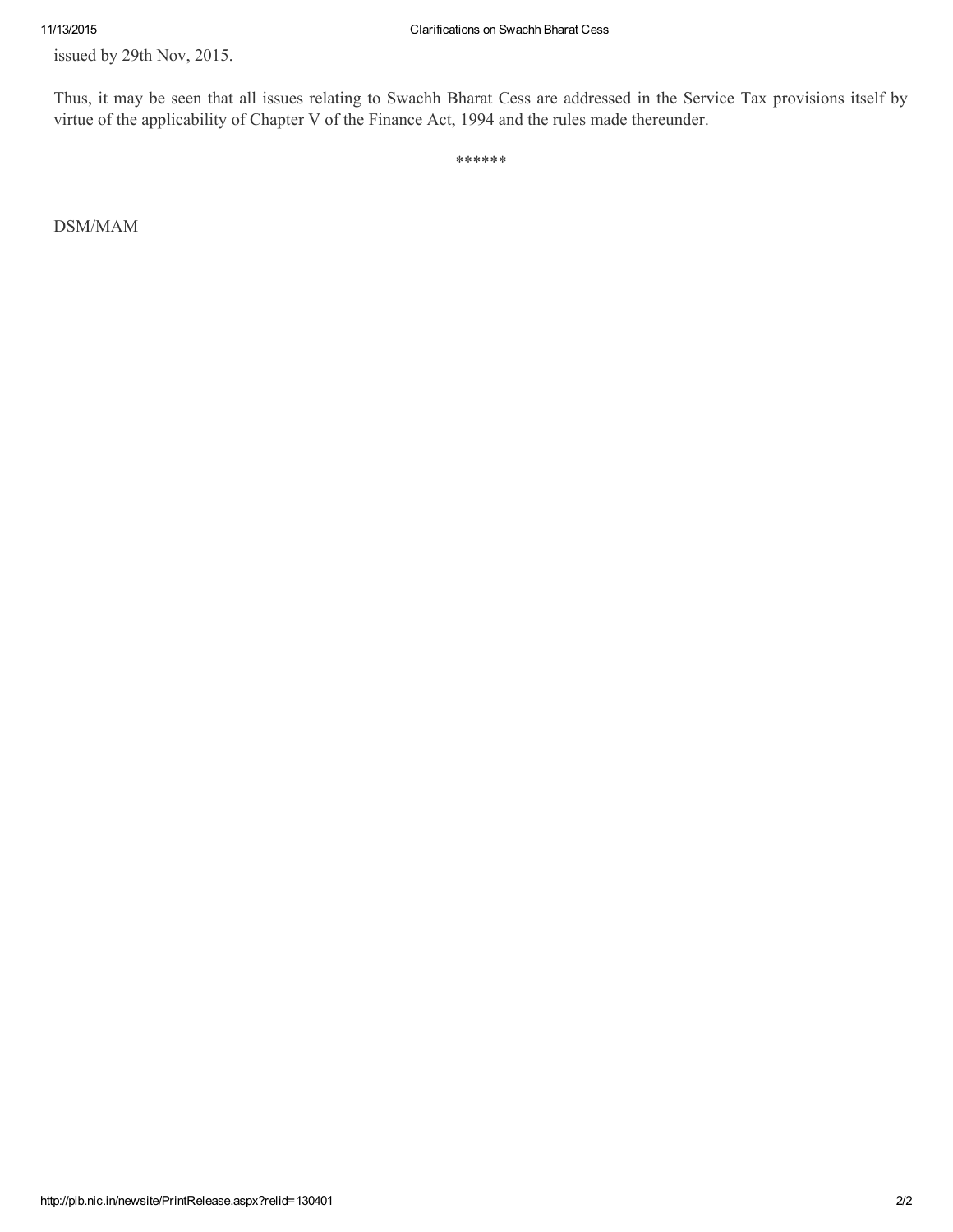issued by 29th Nov, 2015.

Thus, it may be seen that all issues relating to Swachh Bharat Cess are addressed in the Service Tax provisions itself by virtue of the applicability of Chapter V of the Finance Act, 1994 and the rules made thereunder.

******

DSM/MAM